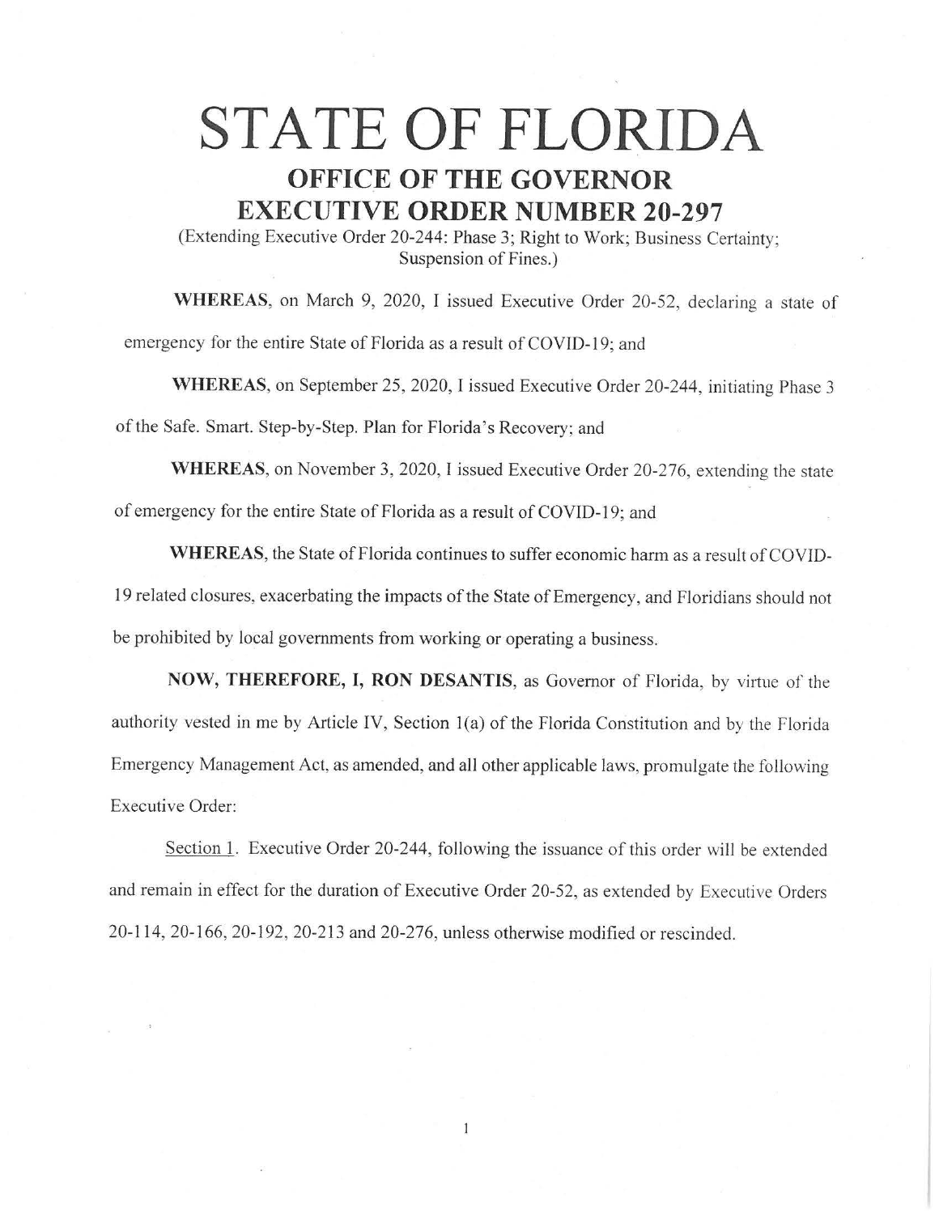# STATE OF FLORIDA

## OFFICE OF THE GOVERNOR
## EXECUTIVE ORDER NUMBER 20-297

(Extending Executive Order 20-244: Phase 3; Right to Work; Business Certainty; Suspension of Fines.)

**WHEREAS**, on March 9, 2020, I issued Executive Order 20-52, declaring a state of emergency for the entire State of Florida as a result of COVID-19; and

**WHEREAS**, on September 25, 2020, I issued Executive Order 20-244, initiating Phase 3 of the Safe. Smart. Step-by-Step. Plan for Florida's Recovery; and

**WHEREAS**, on November 3, 2020, I issued Executive Order 20-276, extending the state of emergency for the entire State of Florida as a result of COVID-19; and

**WHEREAS**, the State of Florida continues to suffer economic harm as a result of COVID-19 related closures, exacerbating the impacts of the State of Emergency, and Floridians should not be prohibited by local governments from working or operating a business.

**NOW, THEREFORE, I, RON DESANTIS**, as Governor of Florida, by virtue of the authority vested in me by Article IV, Section 1(a) of the Florida Constitution and by the Florida Emergency Management Act, as amended, and all other applicable laws, promulgate the following Executive Order:

Section 1. Executive Order 20-244, following the issuance of this order will be extended and remain in effect for the duration of Executive Order 20-52, as extended by Executive Orders 20-114, 20-166, 20-192, 20-213 and 20-276, unless otherwise modified or rescinded.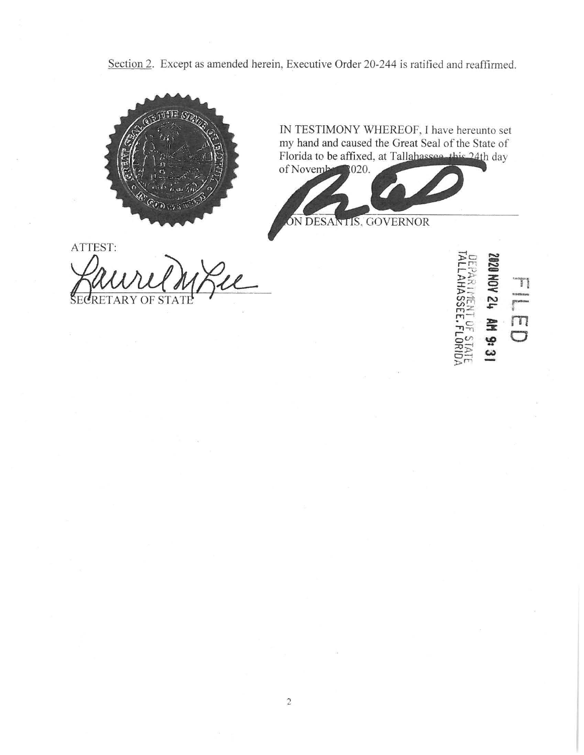Section 2. Except as amended herein, Executive Order 20-244 is ratified and reaffirmed.

IN TESTIMONY WHEREOF, I have hereunto set my hand and caused the Great Seal of the State of Florida to be affixed, at Tallahassee, this 24th day of November, 2020.

RON DESANTIS, GOVERNOR

ATTEST:

SECRETARY OF STATE

FILED

2020 NOV 24 AM 9:31

DEPARTMENT OF STATE
TALLAHASSEE, FLORIDA